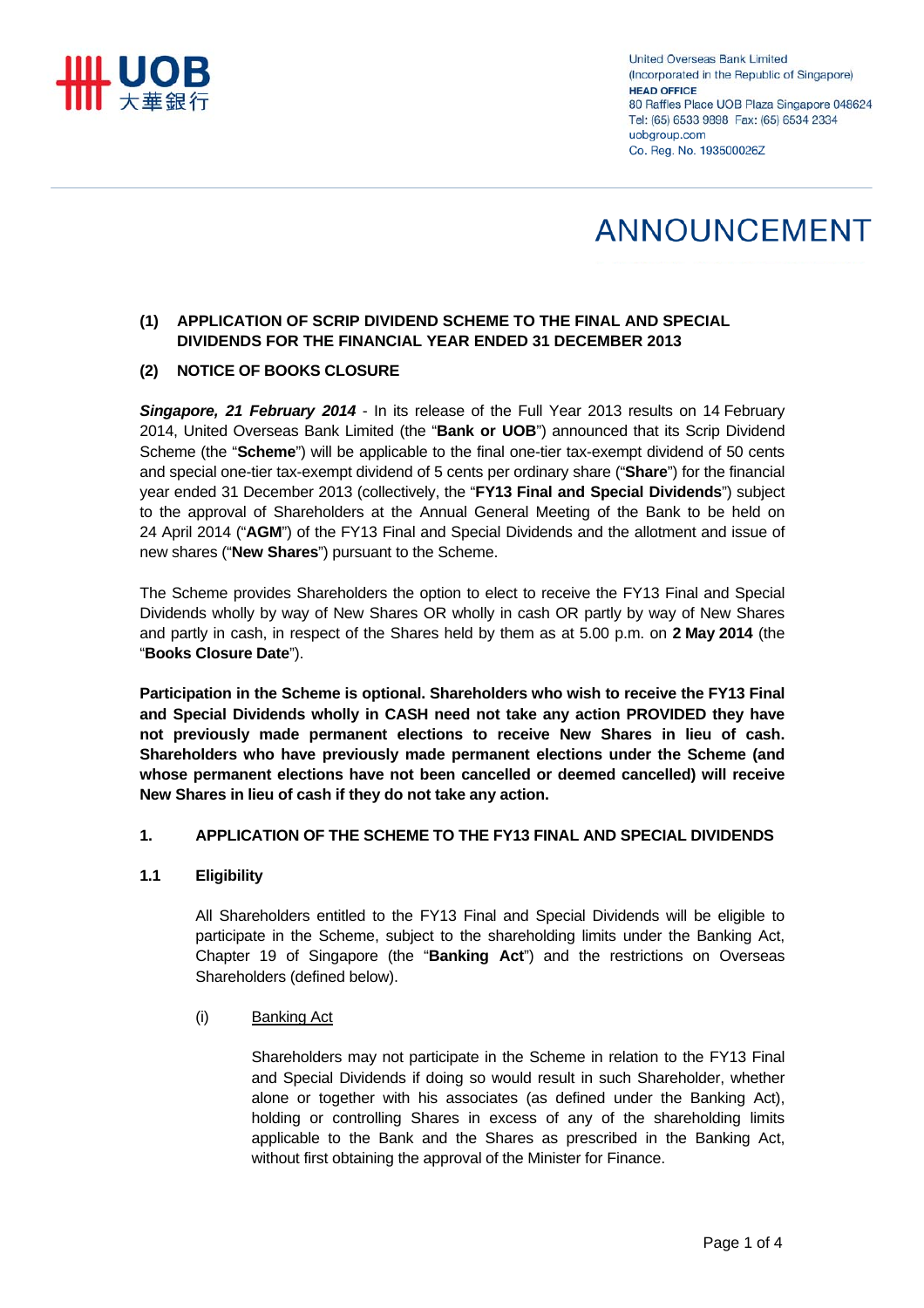United Overseas Bank Limited
(Incorporated in the Republic of Singapore)
**HEAD OFFICE**
80 Raffles Place UOB Plaza Singapore 048624
Tel: (65) 6533 9898 Fax: (65) 6534 2334
uobgroup.com
Co. Reg. No. 193500026Z

# ANNOUNCEMENT

**(1) APPLICATION OF SCRIP DIVIDEND SCHEME TO THE FINAL AND SPECIAL DIVIDENDS FOR THE FINANCIAL YEAR ENDED 31 DECEMBER 2013**

**(2) NOTICE OF BOOKS CLOSURE**

***Singapore, 21 February 2014*** - In its release of the Full Year 2013 results on 14 February 2014, United Overseas Bank Limited (the "**Bank or UOB**") announced that its Scrip Dividend Scheme (the "**Scheme**") will be applicable to the final one-tier tax-exempt dividend of 50 cents and special one-tier tax-exempt dividend of 5 cents per ordinary share ("**Share**") for the financial year ended 31 December 2013 (collectively, the "**FY13 Final and Special Dividends**") subject to the approval of Shareholders at the Annual General Meeting of the Bank to be held on 24 April 2014 ("**AGM**") of the FY13 Final and Special Dividends and the allotment and issue of new shares ("**New Shares**") pursuant to the Scheme.

The Scheme provides Shareholders the option to elect to receive the FY13 Final and Special Dividends wholly by way of New Shares OR wholly in cash OR partly by way of New Shares and partly in cash, in respect of the Shares held by them as at 5.00 p.m. on **2 May 2014** (the "**Books Closure Date**").

**Participation in the Scheme is optional. Shareholders who wish to receive the FY13 Final and Special Dividends wholly in CASH need not take any action PROVIDED they have not previously made permanent elections to receive New Shares in lieu of cash. Shareholders who have previously made permanent elections under the Scheme (and whose permanent elections have not been cancelled or deemed cancelled) will receive New Shares in lieu of cash if they do not take any action.**

## 1. APPLICATION OF THE SCHEME TO THE FY13 FINAL AND SPECIAL DIVIDENDS

### 1.1 Eligibility

All Shareholders entitled to the FY13 Final and Special Dividends will be eligible to participate in the Scheme, subject to the shareholding limits under the Banking Act, Chapter 19 of Singapore (the "**Banking Act**") and the restrictions on Overseas Shareholders (defined below).

(i) Banking Act

Shareholders may not participate in the Scheme in relation to the FY13 Final and Special Dividends if doing so would result in such Shareholder, whether alone or together with his associates (as defined under the Banking Act), holding or controlling Shares in excess of any of the shareholding limits applicable to the Bank and the Shares as prescribed in the Banking Act, without first obtaining the approval of the Minister for Finance.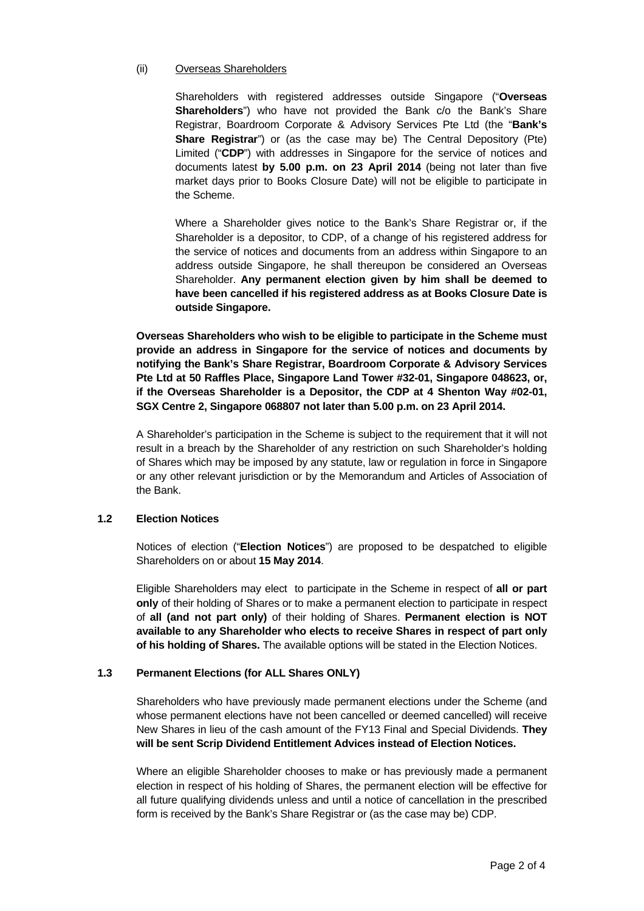(ii) Overseas Shareholders

Shareholders with registered addresses outside Singapore ("**Overseas Shareholders**") who have not provided the Bank c/o the Bank's Share Registrar, Boardroom Corporate & Advisory Services Pte Ltd (the "**Bank's Share Registrar**") or (as the case may be) The Central Depository (Pte) Limited ("**CDP**") with addresses in Singapore for the service of notices and documents latest **by 5.00 p.m. on 23 April 2014** (being not later than five market days prior to Books Closure Date) will not be eligible to participate in the Scheme.

Where a Shareholder gives notice to the Bank's Share Registrar or, if the Shareholder is a depositor, to CDP, of a change of his registered address for the service of notices and documents from an address within Singapore to an address outside Singapore, he shall thereupon be considered an Overseas Shareholder. **Any permanent election given by him shall be deemed to have been cancelled if his registered address as at Books Closure Date is outside Singapore.**

**Overseas Shareholders who wish to be eligible to participate in the Scheme must provide an address in Singapore for the service of notices and documents by notifying the Bank's Share Registrar, Boardroom Corporate & Advisory Services Pte Ltd at 50 Raffles Place, Singapore Land Tower #32-01, Singapore 048623, or, if the Overseas Shareholder is a Depositor, the CDP at 4 Shenton Way #02-01, SGX Centre 2, Singapore 068807 not later than 5.00 p.m. on 23 April 2014.**

A Shareholder's participation in the Scheme is subject to the requirement that it will not result in a breach by the Shareholder of any restriction on such Shareholder's holding of Shares which may be imposed by any statute, law or regulation in force in Singapore or any other relevant jurisdiction or by the Memorandum and Articles of Association of the Bank.

### 1.2 Election Notices

Notices of election ("**Election Notices**") are proposed to be despatched to eligible Shareholders on or about **15 May 2014**.

Eligible Shareholders may elect to participate in the Scheme in respect of **all or part only** of their holding of Shares or to make a permanent election to participate in respect of **all (and not part only)** of their holding of Shares. **Permanent election is NOT available to any Shareholder who elects to receive Shares in respect of part only of his holding of Shares.** The available options will be stated in the Election Notices.

### 1.3 Permanent Elections (for ALL Shares ONLY)

Shareholders who have previously made permanent elections under the Scheme (and whose permanent elections have not been cancelled or deemed cancelled) will receive New Shares in lieu of the cash amount of the FY13 Final and Special Dividends. **They will be sent Scrip Dividend Entitlement Advices instead of Election Notices.**

Where an eligible Shareholder chooses to make or has previously made a permanent election in respect of his holding of Shares, the permanent election will be effective for all future qualifying dividends unless and until a notice of cancellation in the prescribed form is received by the Bank's Share Registrar or (as the case may be) CDP.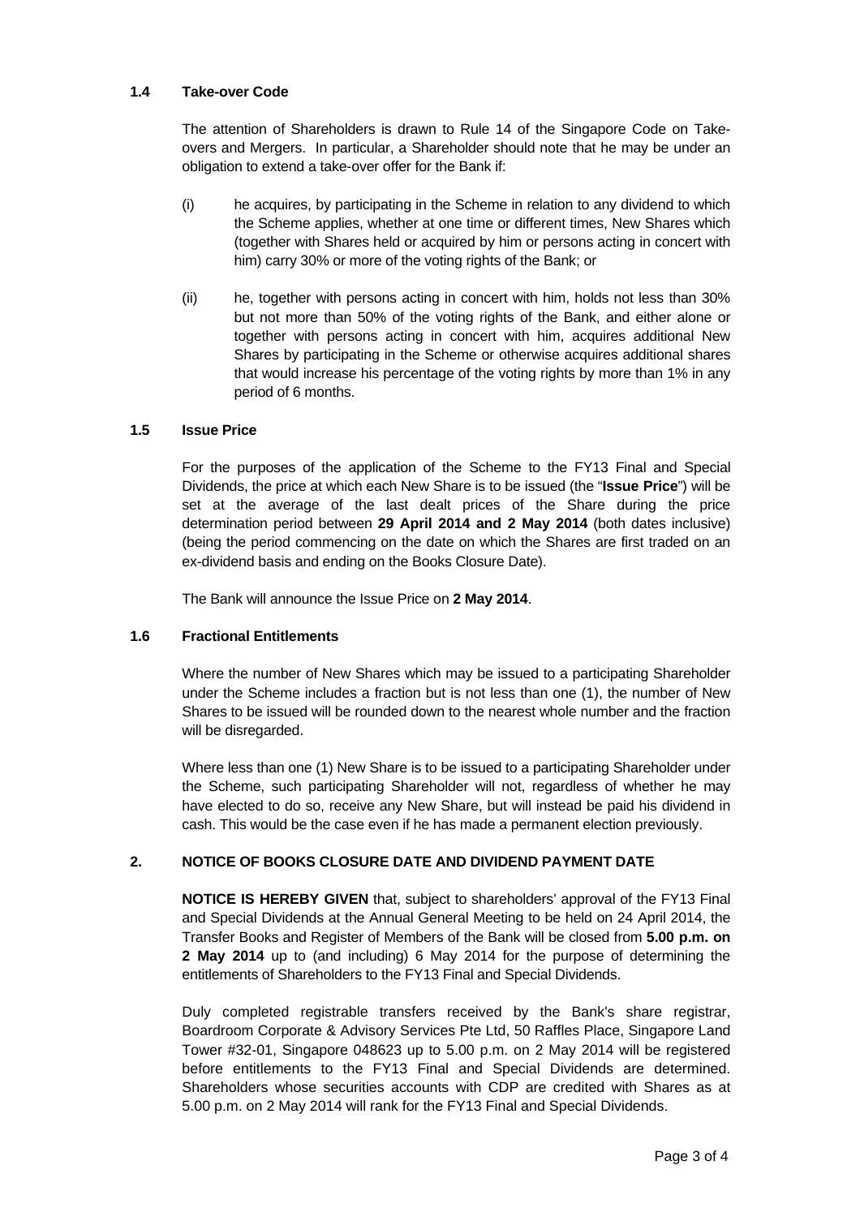### 1.4 Take-over Code

The attention of Shareholders is drawn to Rule 14 of the Singapore Code on Take-overs and Mergers. In particular, a Shareholder should note that he may be under an obligation to extend a take-over offer for the Bank if:

(i) he acquires, by participating in the Scheme in relation to any dividend to which the Scheme applies, whether at one time or different times, New Shares which (together with Shares held or acquired by him or persons acting in concert with him) carry 30% or more of the voting rights of the Bank; or

(ii) he, together with persons acting in concert with him, holds not less than 30% but not more than 50% of the voting rights of the Bank, and either alone or together with persons acting in concert with him, acquires additional New Shares by participating in the Scheme or otherwise acquires additional shares that would increase his percentage of the voting rights by more than 1% in any period of 6 months.

### 1.5 Issue Price

For the purposes of the application of the Scheme to the FY13 Final and Special Dividends, the price at which each New Share is to be issued (the "**Issue Price**") will be set at the average of the last dealt prices of the Share during the price determination period between **29 April 2014 and 2 May 2014** (both dates inclusive) (being the period commencing on the date on which the Shares are first traded on an ex-dividend basis and ending on the Books Closure Date).

The Bank will announce the Issue Price on **2 May 2014**.

### 1.6 Fractional Entitlements

Where the number of New Shares which may be issued to a participating Shareholder under the Scheme includes a fraction but is not less than one (1), the number of New Shares to be issued will be rounded down to the nearest whole number and the fraction will be disregarded.

Where less than one (1) New Share is to be issued to a participating Shareholder under the Scheme, such participating Shareholder will not, regardless of whether he may have elected to do so, receive any New Share, but will instead be paid his dividend in cash. This would be the case even if he has made a permanent election previously.

## 2. NOTICE OF BOOKS CLOSURE DATE AND DIVIDEND PAYMENT DATE

**NOTICE IS HEREBY GIVEN** that, subject to shareholders' approval of the FY13 Final and Special Dividends at the Annual General Meeting to be held on 24 April 2014, the Transfer Books and Register of Members of the Bank will be closed from **5.00 p.m. on 2 May 2014** up to (and including) 6 May 2014 for the purpose of determining the entitlements of Shareholders to the FY13 Final and Special Dividends.

Duly completed registrable transfers received by the Bank's share registrar, Boardroom Corporate & Advisory Services Pte Ltd, 50 Raffles Place, Singapore Land Tower #32-01, Singapore 048623 up to 5.00 p.m. on 2 May 2014 will be registered before entitlements to the FY13 Final and Special Dividends are determined. Shareholders whose securities accounts with CDP are credited with Shares as at 5.00 p.m. on 2 May 2014 will rank for the FY13 Final and Special Dividends.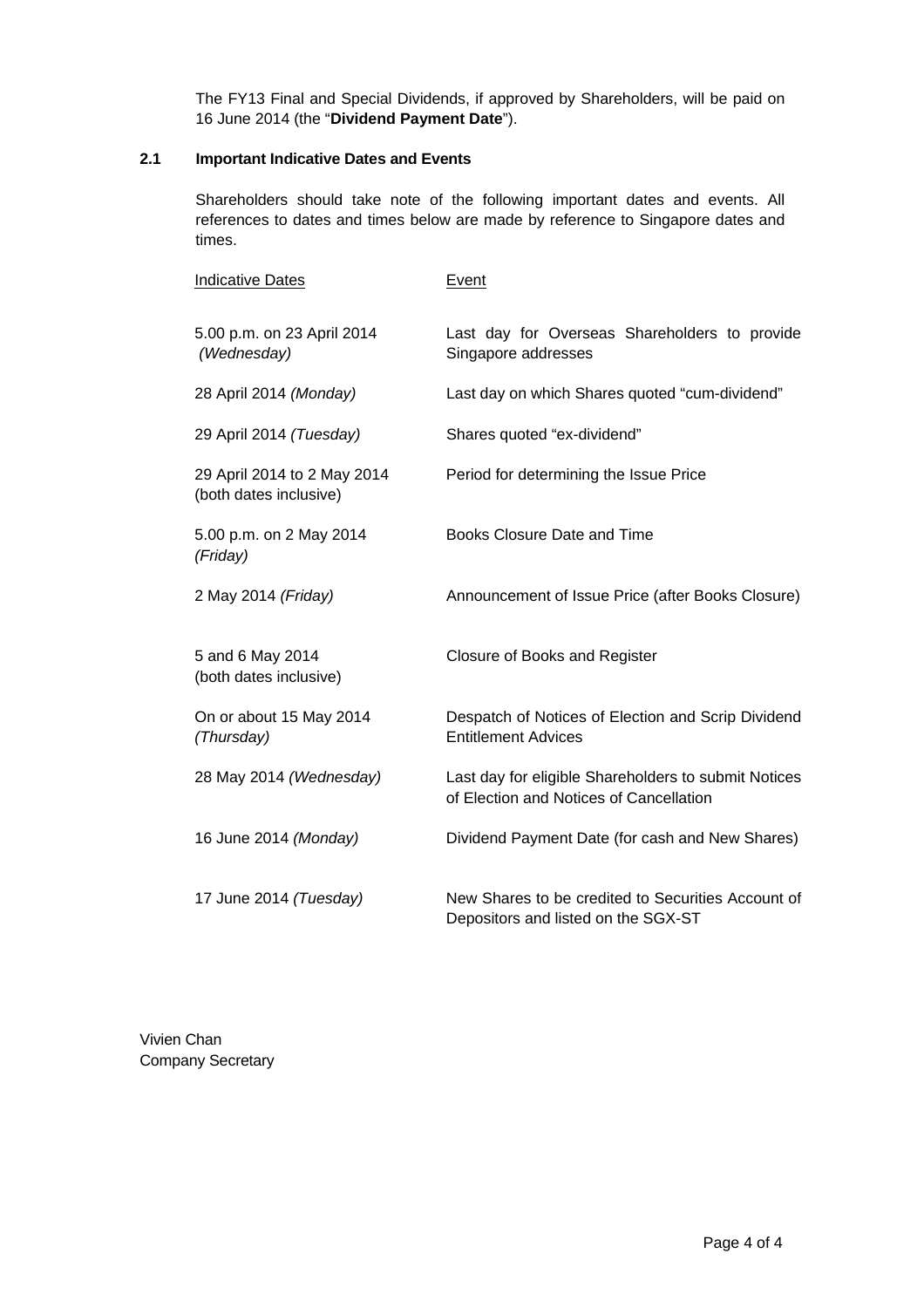The FY13 Final and Special Dividends, if approved by Shareholders, will be paid on 16 June 2014 (the "**Dividend Payment Date**").

### 2.1 Important Indicative Dates and Events

Shareholders should take note of the following important dates and events. All references to dates and times below are made by reference to Singapore dates and times.

| Indicative Dates | Event |
| --- | --- |
| 5.00 p.m. on 23 April 2014 *(Wednesday)* | Last day for Overseas Shareholders to provide Singapore addresses |
| 28 April 2014 *(Monday)* | Last day on which Shares quoted "cum-dividend" |
| 29 April 2014 *(Tuesday)* | Shares quoted "ex-dividend" |
| 29 April 2014 to 2 May 2014 (both dates inclusive) | Period for determining the Issue Price |
| 5.00 p.m. on 2 May 2014 *(Friday)* | Books Closure Date and Time |
| 2 May 2014 *(Friday)* | Announcement of Issue Price (after Books Closure) |
| 5 and 6 May 2014 (both dates inclusive) | Closure of Books and Register |
| On or about 15 May 2014 *(Thursday)* | Despatch of Notices of Election and Scrip Dividend Entitlement Advices |
| 28 May 2014 *(Wednesday)* | Last day for eligible Shareholders to submit Notices of Election and Notices of Cancellation |
| 16 June 2014 *(Monday)* | Dividend Payment Date (for cash and New Shares) |
| 17 June 2014 *(Tuesday)* | New Shares to be credited to Securities Account of Depositors and listed on the SGX-ST |

Vivien Chan
Company Secretary